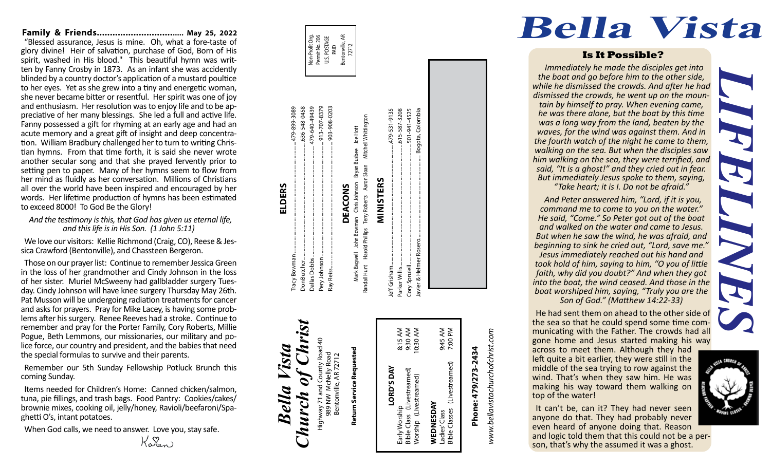**Family & Friends................................. May 25, 2022**

"Blessed assurance, Jesus is mine. Oh, what a fore-taste of glory divine! Heir of salvation, purchase of God, Born of His spirit, washed in His blood." This beautiful hymn was written by Fanny Crosby in 1873. As an infant she was accidently blinded by a country doctor's application of a mustard poultice to her eyes. Yet as she grew into a tiny and energetic woman, she never became bitter or resentful. Her spirit was one of joy and enthusiasm. Her resolution was to enjoy life and to be appreciative of her many blessings. She led a full and active life. Fanny possessed a gift for rhyming at an early age and had an acute memory and a great gift of insight and deep concentration. William Bradbury challenged her to turn to writing Christian hymns. From that time forth, it is said she never wrote another secular song and that she prayed fervently prior to setting pen to paper. Many of her hymns seem to flow from her mind as fluidly as her conversation. Millions of Christians all over the world have been inspired and encouraged by her words. Her lifetime production of hymns has been estimated to exceed 8000! To God Be the Glory!

*And the testimony is this, that God has given us eternal life, and this life is in His Son. (1 John 5:11)*

We love our visitors: Kellie Richmond (Craig, CO), Reese & Jessica Crawford (Bentonville), and Chassteen Bergeron.

Those on our prayer list: Continue to remember Jessica Green in the loss of her grandmother and Cindy Johnson in the loss of her sister. Muriel McSweeny had gallbladder surgery Tuesday. Cindy Johnson will have knee surgery Thursday May 26th. Pat Musson will be undergoing radiation treatments for cancer and asks for prayers. Pray for Mike Lacey, is having some problems after his surgery. Renee Reeves had a stroke. Continue to remember and pray for the Porter Family, Cory Roberts, Millie Pogue, Beth Lemmons, our missionaries, our military and police force, our country and president, and the babies that need the special formulas to survive and their parents.

Remember our 5th Sunday Fellowship Potluck Brunch this coming Sunday.

Items needed for Children's Home: Canned chicken/salmon, tuna, pie fillings, and trash bags. Food Pantry: Cookies/cakes/brownie mixes, cooking oil, jelly/honey, Ravioli/beefaroni/Spaghetti O's, intant potatoes.

When God calls, we need to answer. Love you, stay safe.

Karen

# *Bella Vista Church of Christ*

Highway 71 and County Road 40
989 NW McNelly Road
Bentonville, AR 72712

**Return Service Requested**

**LORD'S DAY**

| | |
|---|---|
| Early Worship | 8:15 AM |
| Bible Class (Livestreamed) | 9:30 AM |
| Worship (Livestreamed) | 10:30 AM |

**WEDNESDAY**

| | |
|---|---|
| Ladies' Class | 9:45 AM |
| Bible Classes (Livestreamed) | 7:00 PM |

**Phone: 479/273-2434**

*www.bellavistachurchofchrist.com*

Non-Profit Org.
Permit No. 206
U.S. POSTAGE
PAID
Bentonville, AR
72712

## ELDERS

| | |
|---|---|
| Tracy Bowman | 479-899-3089 |
| Don Butcher | 636-548-0458 |
| Dallas Dobbs | 479-640-49439 |
| Pery Johnson | 913-707-8379 |
| Ray Reiss | 903-908-0203 |

## DEACONS

Mark Bagwell  John Bowman  Chris Johnson  Bryan Busbee  Joe Hott
Randall Hunt  Harold Phillips  Terry Roberts  Aaron Sloan  Mitchell Whittington

## MINISTERS

| | |
|---|---|
| Jeff Grisham | 479-531-9135 |
| Parker Willis | 615-587-3208 |
| Cory Spruiell | 501-941-4525 |
| Javier & Helmer Rosero | Bogota, Colombia |

# *Bella Vista LIFELINES*

### Is It Possible?

*Immediately he made the disciples get into the boat and go before him to the other side, while he dismissed the crowds. And after he had dismissed the crowds, he went up on the mountain by himself to pray. When evening came, he was there alone, but the boat by this time was a long way from the land, beaten by the waves, for the wind was against them. And in the fourth watch of the night he came to them, walking on the sea. But when the disciples saw him walking on the sea, they were terrified, and said, "It is a ghost!" and they cried out in fear. But immediately Jesus spoke to them, saying, "Take heart; it is I. Do not be afraid."*

*And Peter answered him, "Lord, if it is you, command me to come to you on the water." He said, "Come." So Peter got out of the boat and walked on the water and came to Jesus. But when he saw the wind, he was afraid, and beginning to sink he cried out, "Lord, save me." Jesus immediately reached out his hand and took hold of him, saying to him, "O you of little faith, why did you doubt?" And when they got into the boat, the wind ceased. And those in the boat worshiped him, saying, "Truly you are the Son of God." (Matthew 14:22-33)*

He had sent them on ahead to the other side of the sea so that he could spend some time communicating with the Father. The crowds had all gone home and Jesus started making his way across to meet them. Although they had left quite a bit earlier, they were still in the middle of the sea trying to row against the wind. That's when they saw him. He was making his way toward them walking on top of the water!

It can't be, can it? They had never seen anyone do that. They had probably never even heard of anyone doing that. Reason and logic told them that this could not be a person, that's why the assumed it was a ghost.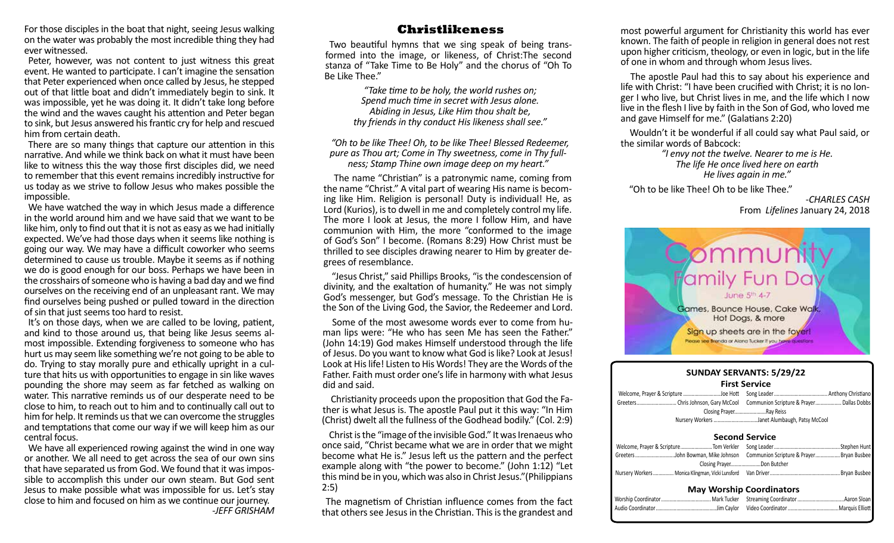For those disciples in the boat that night, seeing Jesus walking on the water was probably the most incredible thing they had ever witnessed.

Peter, however, was not content to just witness this great event. He wanted to participate. I can't imagine the sensation that Peter experienced when once called by Jesus, he stepped out of that little boat and didn't immediately begin to sink. It was impossible, yet he was doing it. It didn't take long before the wind and the waves caught his attention and Peter began to sink, but Jesus answered his frantic cry for help and rescued him from certain death.

There are so many things that capture our attention in this narrative. And while we think back on what it must have been like to witness this the way those first disciples did, we need to remember that this event remains incredibly instructive for us today as we strive to follow Jesus who makes possible the impossible.

We have watched the way in which Jesus made a difference in the world around him and we have said that we want to be like him, only to find out that it is not as easy as we had initially expected. We've had those days when it seems like nothing is going our way. We may have a difficult coworker who seems determined to cause us trouble. Maybe it seems as if nothing we do is good enough for our boss. Perhaps we have been in the crosshairs of someone who is having a bad day and we find ourselves on the receiving end of an unpleasant rant. We may find ourselves being pushed or pulled toward in the direction of sin that just seems too hard to resist.

It's on those days, when we are called to be loving, patient, and kind to those around us, that being like Jesus seems almost impossible. Extending forgiveness to someone who has hurt us may seem like something we're not going to be able to do. Trying to stay morally pure and ethically upright in a culture that hits us with opportunities to engage in sin like waves pounding the shore may seem as far fetched as walking on water. This narrative reminds us of our desperate need to be close to him, to reach out to him and to continually call out to him for help. It reminds us that we can overcome the struggles and temptations that come our way if we will keep him as our central focus.

We have all experienced rowing against the wind in one way or another. We all need to get across the sea of our own sins that have separated us from God. We found that it was impossible to accomplish this under our own steam. But God sent Jesus to make possible what was impossible for us. Let's stay close to him and focused on him as we continue our journey.

*-JEFF GRISHAM*

## Christlikeness

Two beautiful hymns that we sing speak of being transformed into the image, or likeness, of Christ:The second stanza of "Take Time to Be Holy" and the chorus of "Oh To Be Like Thee."

*"Take time to be holy, the world rushes on;*
*Spend much time in secret with Jesus alone.*
*Abiding in Jesus, Like Him thou shalt be,*
*thy friends in thy conduct His likeness shall see."*

*"Oh to be like Thee! Oh, to be like Thee! Blessed Redeemer, pure as Thou art; Come in Thy sweetness, come in Thy fullness; Stamp Thine own image deep on my heart."*

The name "Christian" is a patronymic name, coming from the name "Christ." A vital part of wearing His name is becoming like Him. Religion is personal! Duty is individual! He, as Lord (Kurios), is to dwell in me and completely control my life. The more I look at Jesus, the more I follow Him, and have communion with Him, the more "conformed to the image of God's Son" I become. (Romans 8:29) How Christ must be thrilled to see disciples drawing nearer to Him by greater degrees of resemblance.

"Jesus Christ," said Phillips Brooks, "is the condescension of divinity, and the exaltation of humanity." He was not simply God's messenger, but God's message. To the Christian He is the Son of the Living God, the Savior, the Redeemer and Lord.

Some of the most awesome words ever to come from human lips were: "He who has seen Me has seen the Father." (John 14:19) God makes Himself understood through the life of Jesus. Do you want to know what God is like? Look at Jesus! Look at His life! Listen to His Words! They are the Words of the Father. Faith must order one's life in harmony with what Jesus did and said.

Christianity proceeds upon the proposition that God the Father is what Jesus is. The apostle Paul put it this way: "In Him (Christ) dwelt all the fullness of the Godhead bodily." (Col. 2:9)

Christ is the "image of the invisible God." It was Irenaeus who once said, "Christ became what we are in order that we might become what He is." Jesus left us the pattern and the perfect example along with "the power to become." (John 1:12) "Let this mind be in you, which was also in Christ Jesus."(Philippians 2:5)

The magnetism of Christian influence comes from the fact that others see Jesus in the Christian. This is the grandest and most powerful argument for Christianity this world has ever known. The faith of people in religion in general does not rest upon higher criticism, theology, or even in logic, but in the life of one in whom and through whom Jesus lives.

The apostle Paul had this to say about his experience and life with Christ: "I have been crucified with Christ; it is no longer I who live, but Christ lives in me, and the life which I now live in the flesh I live by faith in the Son of God, who loved me and gave Himself for me." (Galatians 2:20)

Wouldn't it be wonderful if all could say what Paul said, or the similar words of Babcock:

*"I envy not the twelve. Nearer to me is He.*
*The life He once lived here on earth*
*He lives again in me."*

"Oh to be like Thee! Oh to be like Thee."

*-CHARLES CASH*
From *Lifelines* January 24, 2018

Community Family Fun Day
June 5th 4-7
Games, Bounce House, Cake Walk, Hot Dogs, & more
Sign up sheets are in the foyer!
Please see Brenda or Alana Tucker if you have questions

### SUNDAY SERVANTS: 5/29/22

**First Service**

Welcome, Prayer & Scripture ............ Joe Hott
Song Leader ............ Anthony Christiano
Greeters ............ Chris Johnson, Gary McCool
Communion Scripture & Prayer ............ Dallas Dobbs
Closing Prayer ............ Ray Reiss
Nursery Workers ............ Janet Alumbaugh, Patsy McCool

**Second Service**

Welcome, Prayer & Scripture ............ Tom Verkler
Song Leader ............ Stephen Hunt
Greeters ............ John Bowman, Mike Johnson
Communion Scripture & Prayer ............ Bryan Busbee
Closing Prayer ............ Don Butcher
Nursery Workers ............ Monica Klingman, Vicki Lunsford
Van Driver ............ Bryan Busbee

**May Worship Coordinators**

Worship Coordinator ............ Mark Tucker
Streaming Coordinator ............ Aaron Sloan
Audio Coordinator ............ Jim Caylor
Video Coordinator ............ Marquis Elliott